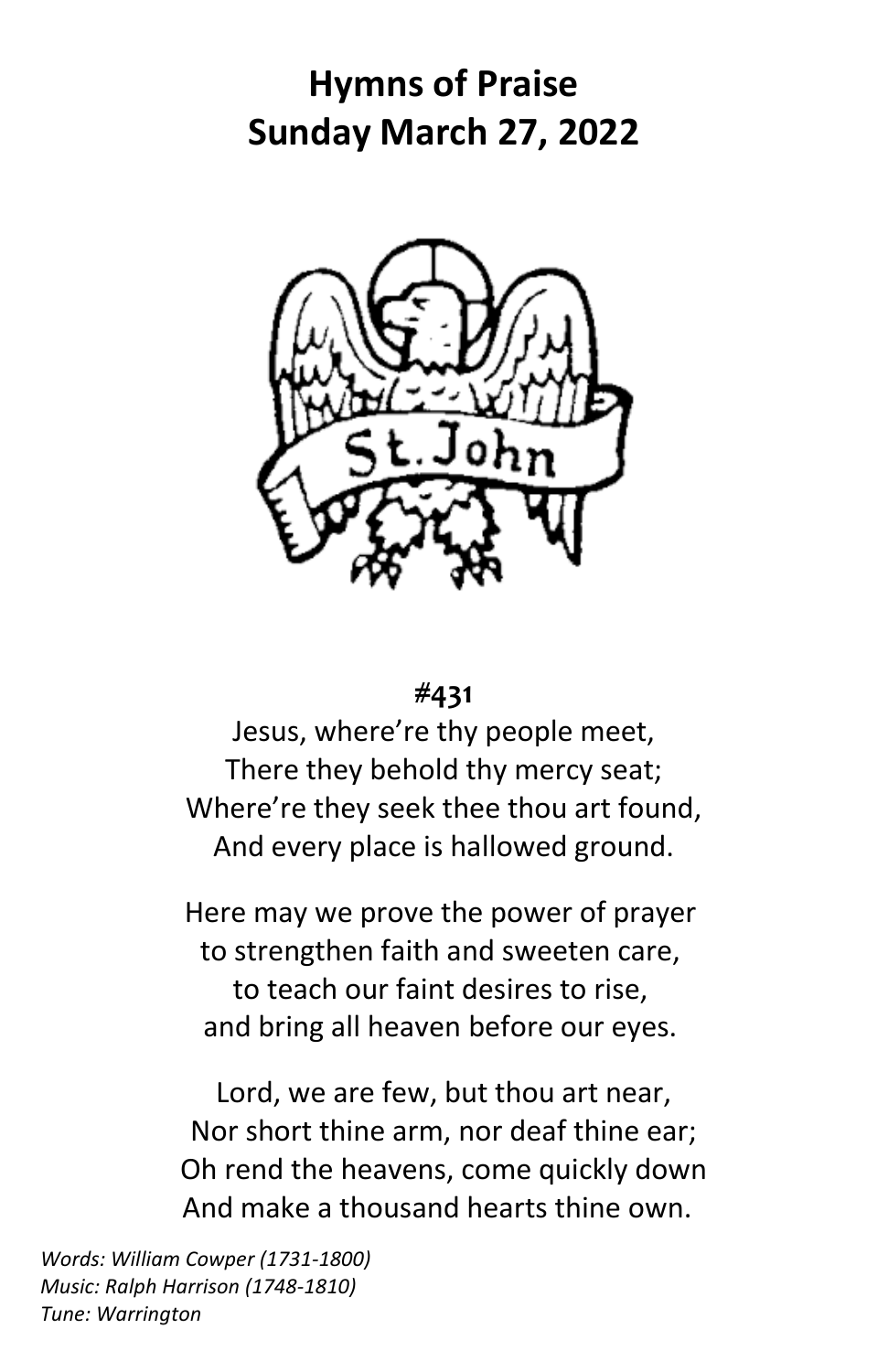# Hymns of Praise
# Sunday March 27, 2022

St. John

**#431**

Jesus, where're thy people meet,
There they behold thy mercy seat;
Where're they seek thee thou art found,
And every place is hallowed ground.

Here may we prove the power of prayer
to strengthen faith and sweeten care,
to teach our faint desires to rise,
and bring all heaven before our eyes.

Lord, we are few, but thou art near,
Nor short thine arm, nor deaf thine ear;
Oh rend the heavens, come quickly down
And make a thousand hearts thine own.

*Words: William Cowper (1731-1800)*
*Music: Ralph Harrison (1748-1810)*
*Tune: Warrington*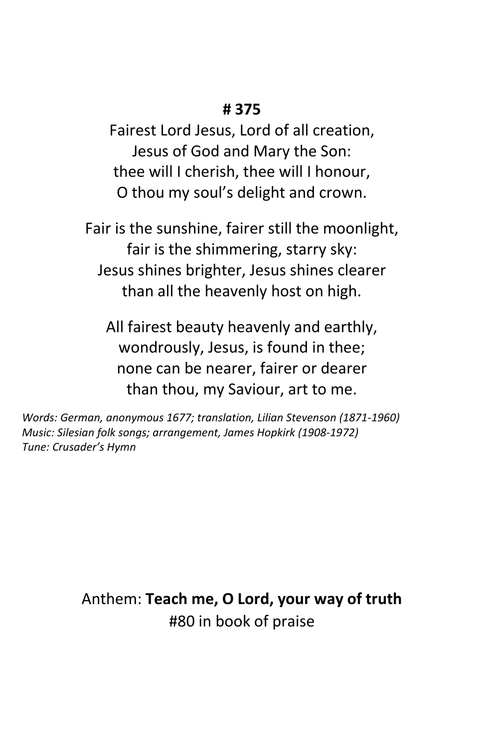**# 375**

Fairest Lord Jesus, Lord of all creation,
Jesus of God and Mary the Son:
thee will I cherish, thee will I honour,
O thou my soul's delight and crown.

Fair is the sunshine, fairer still the moonlight,
fair is the shimmering, starry sky:
Jesus shines brighter, Jesus shines clearer
than all the heavenly host on high.

All fairest beauty heavenly and earthly,
wondrously, Jesus, is found in thee;
none can be nearer, fairer or dearer
than thou, my Saviour, art to me.

*Words: German, anonymous 1677; translation, Lilian Stevenson (1871-1960)*
*Music: Silesian folk songs; arrangement, James Hopkirk (1908-1972)*
*Tune: Crusader's Hymn*

Anthem: **Teach me, O Lord, your way of truth**
#80 in book of praise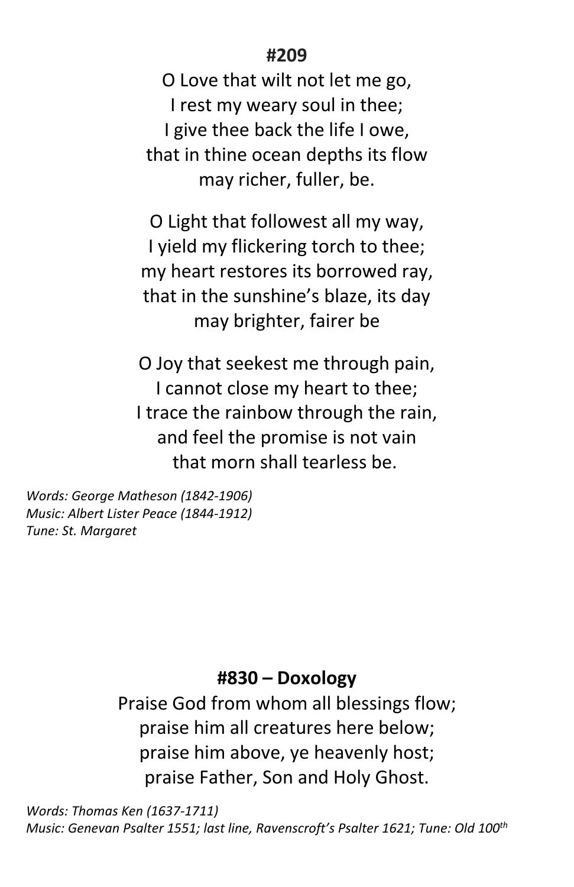**#209**

O Love that wilt not let me go,  
I rest my weary soul in thee;  
I give thee back the life I owe,  
that in thine ocean depths its flow  
may richer, fuller, be.

O Light that followest all my way,  
I yield my flickering torch to thee;  
my heart restores its borrowed ray,  
that in the sunshine's blaze, its day  
may brighter, fairer be

O Joy that seekest me through pain,  
I cannot close my heart to thee;  
I trace the rainbow through the rain,  
and feel the promise is not vain  
that morn shall tearless be.

*Words: George Matheson (1842-1906)*  
*Music: Albert Lister Peace (1844-1912)*  
*Tune: St. Margaret*

**#830 – Doxology**

Praise God from whom all blessings flow;  
praise him all creatures here below;  
praise him above, ye heavenly host;  
praise Father, Son and Holy Ghost.

*Words: Thomas Ken (1637-1711)*  
*Music: Genevan Psalter 1551; last line, Ravenscroft's Psalter 1621; Tune: Old 100th*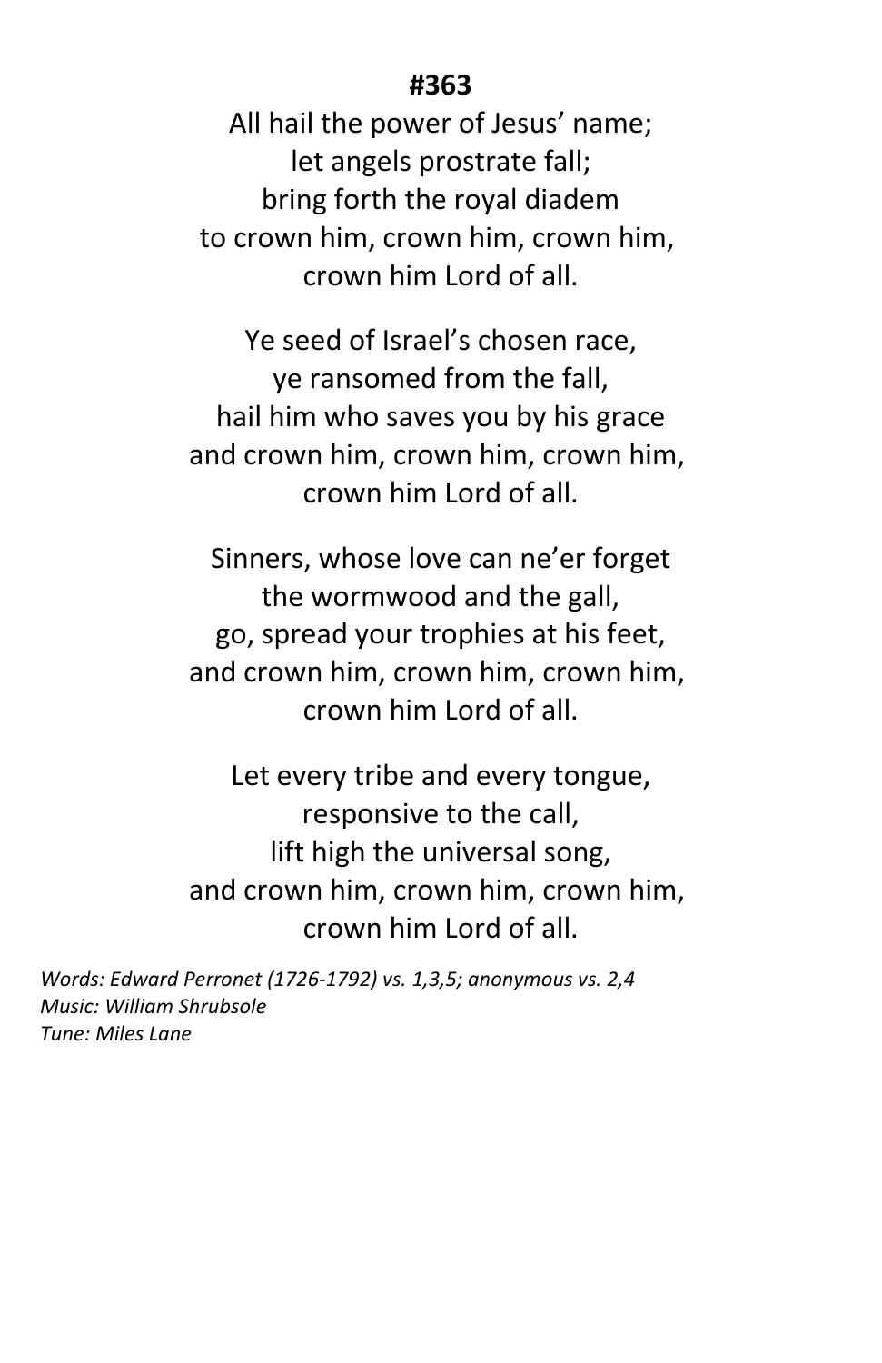**#363**

All hail the power of Jesus' name;
let angels prostrate fall;
bring forth the royal diadem
to crown him, crown him, crown him,
crown him Lord of all.

Ye seed of Israel's chosen race,
ye ransomed from the fall,
hail him who saves you by his grace
and crown him, crown him, crown him,
crown him Lord of all.

Sinners, whose love can ne'er forget
the wormwood and the gall,
go, spread your trophies at his feet,
and crown him, crown him, crown him,
crown him Lord of all.

Let every tribe and every tongue,
responsive to the call,
lift high the universal song,
and crown him, crown him, crown him,
crown him Lord of all.

*Words: Edward Perronet (1726-1792) vs. 1,3,5; anonymous vs. 2,4*
*Music: William Shrubsole*
*Tune: Miles Lane*